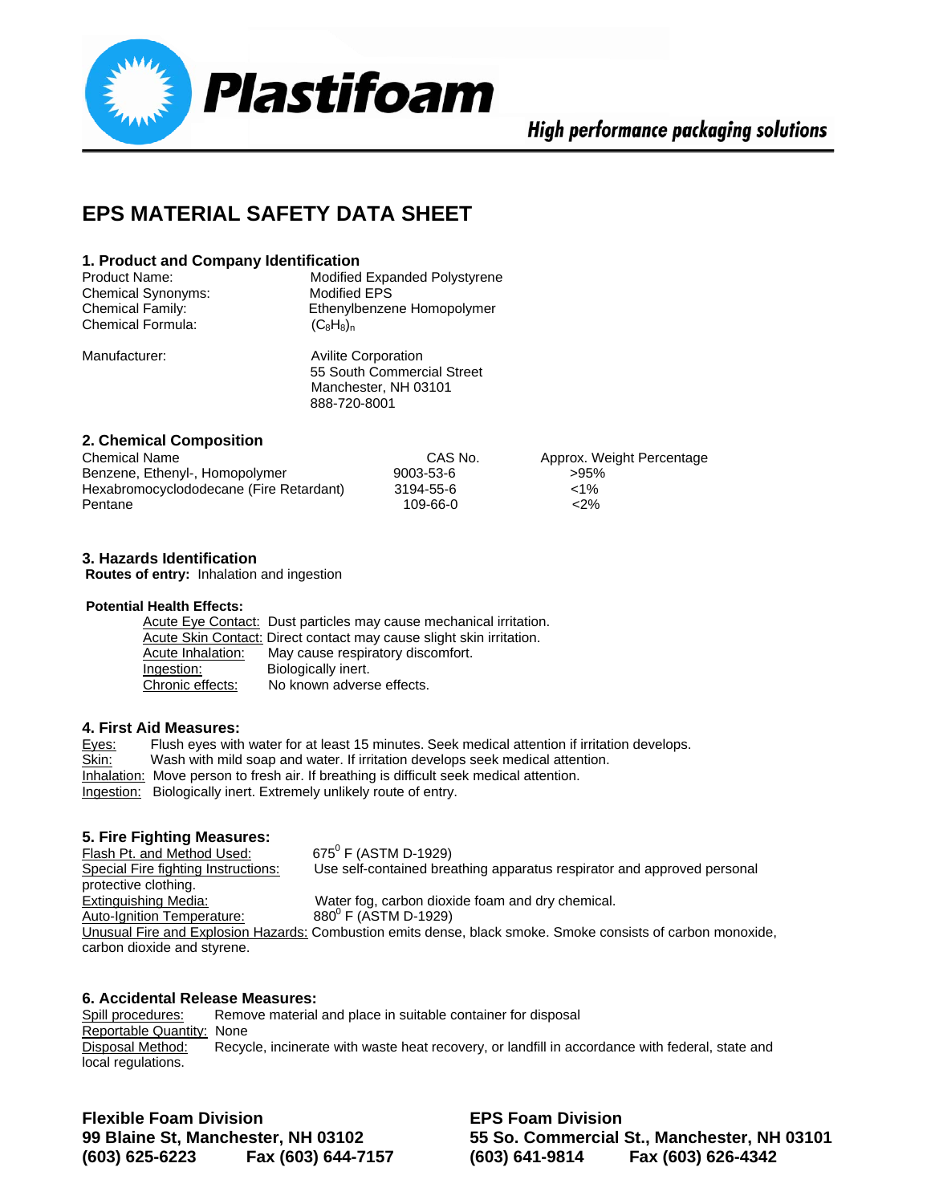Plastifoam

High performance packaging solutions

# EPS MATERIAL SAFETY DATA SHEET

## 1. Product and Company Identification

| | |
|---|---|
| Product Name: | Modified Expanded Polystyrene |
| Chemical Synonyms: | Modified EPS |
| Chemical Family: | Ethenylbenzene Homopolymer |
| Chemical Formula: | $(C_8H_8)_n$ |
| Manufacturer: | Avilite Corporation<br>55 South Commercial Street<br>Manchester, NH 03101<br>888-720-8001 |

## 2. Chemical Composition

| Chemical Name | CAS No. | Approx. Weight Percentage |
|---|---|---|
| Benzene, Ethenyl-, Homopolymer | 9003-53-6 | >95% |
| Hexabromocyclododecane (Fire Retardant) | 3194-55-6 | <1% |
| Pentane | 109-66-0 | <2% |

## 3. Hazards Identification

**Routes of entry:** Inhalation and ingestion

**Potential Health Effects:**

- Acute Eye Contact: Dust particles may cause mechanical irritation.
- Acute Skin Contact: Direct contact may cause slight skin irritation.
- Acute Inhalation: May cause respiratory discomfort.
- Ingestion: Biologically inert.
- Chronic effects: No known adverse effects.

## 4. First Aid Measures:

Eyes: Flush eyes with water for at least 15 minutes. Seek medical attention if irritation develops.

Skin: Wash with mild soap and water. If irritation develops seek medical attention.

Inhalation: Move person to fresh air. If breathing is difficult seek medical attention.

Ingestion: Biologically inert. Extremely unlikely route of entry.

## 5. Fire Fighting Measures:

Flash Pt. and Method Used: $675^0$ F (ASTM D-1929)

Special Fire fighting Instructions: Use self-contained breathing apparatus respirator and approved personal protective clothing.

Extinguishing Media: Water fog, carbon dioxide foam and dry chemical.

Auto-Ignition Temperature: $880^0$ F (ASTM D-1929)

Unusual Fire and Explosion Hazards: Combustion emits dense, black smoke. Smoke consists of carbon monoxide, carbon dioxide and styrene.

## 6. Accidental Release Measures:

Spill procedures: Remove material and place in suitable container for disposal

Reportable Quantity: None

Disposal Method: Recycle, incinerate with waste heat recovery, or landfill in accordance with federal, state and local regulations.

**Flexible Foam Division**
**99 Blaine St, Manchester, NH 03102**
**(603) 625-6223 Fax (603) 644-7157**

**EPS Foam Division**
**55 So. Commercial St., Manchester, NH 03101**
**(603) 641-9814 Fax (603) 626-4342**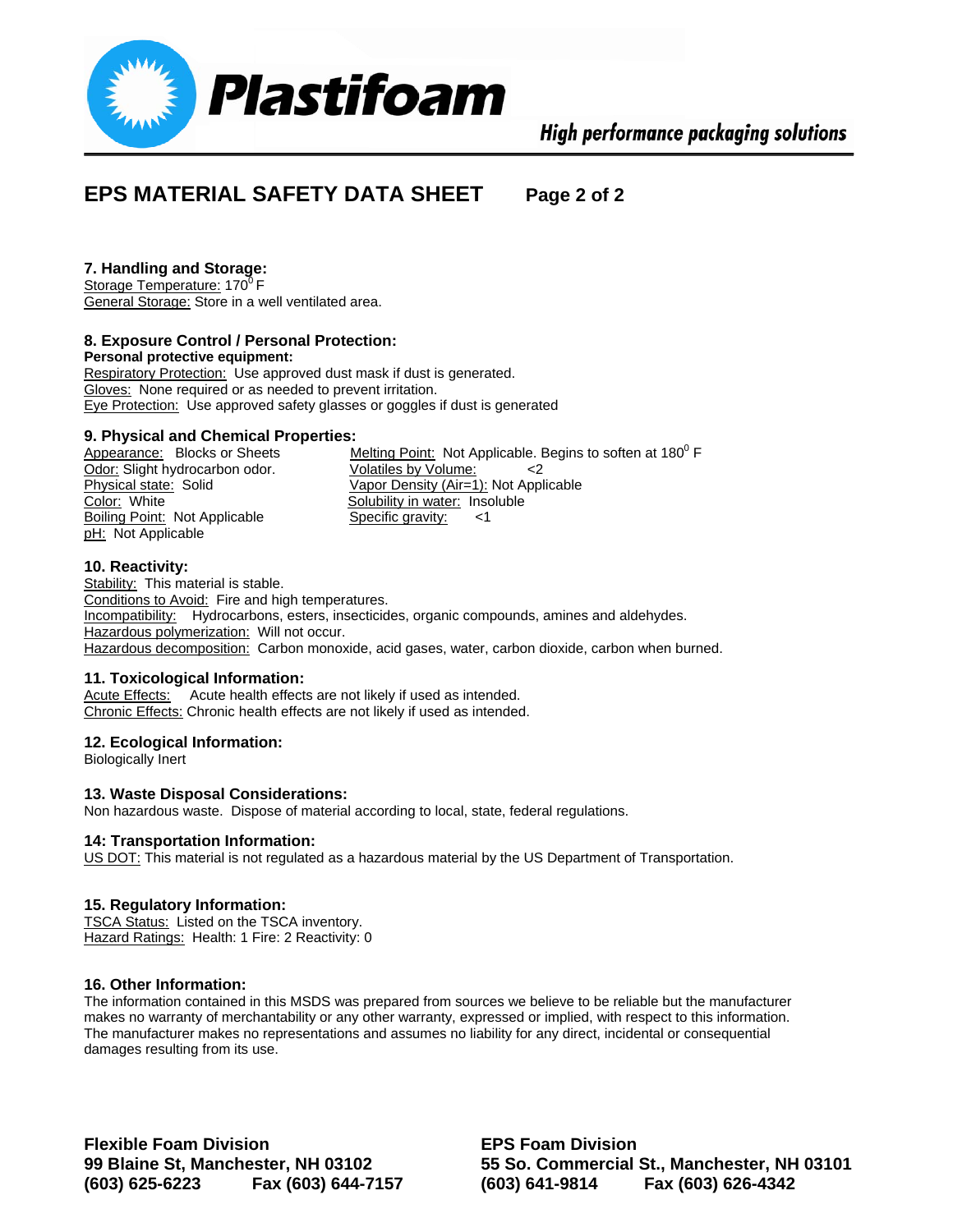Plastifoam

High performance packaging solutions

# EPS MATERIAL SAFETY DATA SHEET

## 7. Handling and Storage:

Storage Temperature: $170^0$ F

General Storage: Store in a well ventilated area.

## 8. Exposure Control / Personal Protection:

**Personal protective equipment:**

Respiratory Protection: Use approved dust mask if dust is generated.

Gloves: None required or as needed to prevent irritation.

Eye Protection: Use approved safety glasses or goggles if dust is generated

## 9. Physical and Chemical Properties:

Appearance: Blocks or Sheets

Odor: Slight hydrocarbon odor.

Physical state: Solid

Color: White

Boiling Point: Not Applicable

pH: Not Applicable

Melting Point: Not Applicable. Begins to soften at $180^0$ F

Volatiles by Volume: <2

Vapor Density (Air=1): Not Applicable

Solubility in water: Insoluble

Specific gravity: <1

## 10. Reactivity:

Stability: This material is stable.

Conditions to Avoid: Fire and high temperatures.

Incompatibility: Hydrocarbons, esters, insecticides, organic compounds, amines and aldehydes.

Hazardous polymerization: Will not occur.

Hazardous decomposition: Carbon monoxide, acid gases, water, carbon dioxide, carbon when burned.

## 11. Toxicological Information:

Acute Effects: Acute health effects are not likely if used as intended.

Chronic Effects: Chronic health effects are not likely if used as intended.

## 12. Ecological Information:

Biologically Inert

## 13. Waste Disposal Considerations:

Non hazardous waste. Dispose of material according to local, state, federal regulations.

## 14: Transportation Information:

US DOT: This material is not regulated as a hazardous material by the US Department of Transportation.

## 15. Regulatory Information:

TSCA Status: Listed on the TSCA inventory.

Hazard Ratings: Health: 1 Fire: 2 Reactivity: 0

## 16. Other Information:

The information contained in this MSDS was prepared from sources we believe to be reliable but the manufacturer makes no warranty of merchantability or any other warranty, expressed or implied, with respect to this information. The manufacturer makes no representations and assumes no liability for any direct, incidental or consequential damages resulting from its use.

**Flexible Foam Division**
**99 Blaine St, Manchester, NH 03102**
**(603) 625-6223 Fax (603) 644-7157**

**EPS Foam Division**
**55 So. Commercial St., Manchester, NH 03101**
**(603) 641-9814 Fax (603) 626-4342**